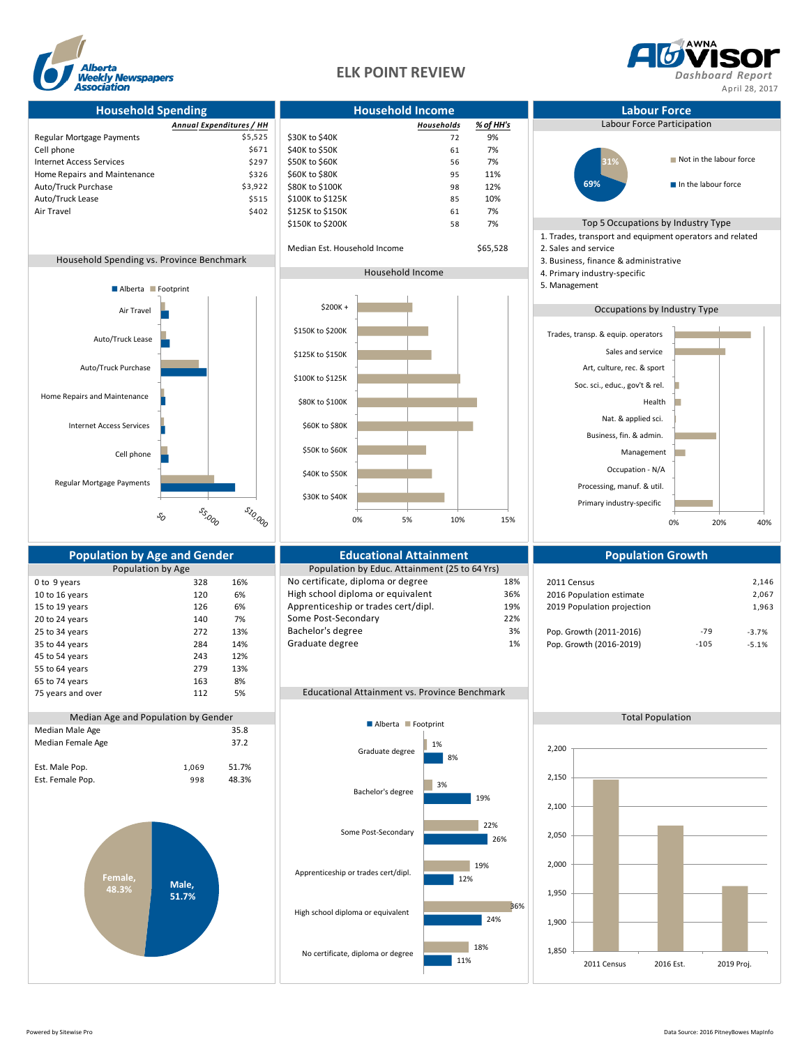# ELK POINT REVIEW

Alberta Weekly Newspapers Association

AWNA ADVisor Dashboard Report

April 28, 2017

## Household Spending

| | Annual Expenditures / HH |
|---|---|
| Regular Mortgage Payments | $5,525 |
| Cell phone | $671 |
| Internet Access Services | $297 |
| Home Repairs and Maintenance | $326 |
| Auto/Truck Purchase | $3,922 |
| Auto/Truck Lease | $515 |
| Air Travel | $402 |

### Household Spending vs. Province Benchmark

Alberta / Footprint

Air Travel; Auto/Truck Lease; Auto/Truck Purchase; Home Repairs and Maintenance; Internet Access Services; Cell phone; Regular Mortgage Payments

$0; $5,000; $10,000

## Household Income

| | Households | % of HH's |
|---|---|---|
| $30K to $40K | 72 | 9% |
| $40K to $50K | 61 | 7% |
| $50K to $60K | 56 | 7% |
| $60K to $80K | 95 | 11% |
| $80K to $100K | 98 | 12% |
| $100K to $125K | 85 | 10% |
| $125K to $150K | 61 | 7% |
| $150K to $200K | 58 | 7% |
| Median Est. Household Income | | $65,528 |

### Household Income

$200K +; $150K to $200K; $125K to $150K; $100K to $125K; $80K to $100K; $60K to $80K; $50K to $60K; $40K to $50K; $30K to $40K

0%; 5%; 10%; 15%

## Labour Force

### Labour Force Participation

- Not in the labour force: 31%
- In the labour force: 69%

### Top 5 Occupations by Industry Type

1. Trades, transport and equipment operators and related
2. Sales and service
3. Business, finance & administrative
4. Primary industry-specific
5. Management

### Occupations by Industry Type

Trades, transp. & equip. operators; Sales and service; Art, culture, rec. & sport; Soc. sci., educ., gov't & rel.; Health; Nat. & applied sci.; Business, fin. & admin.; Management; Occupation - N/A; Processing, manuf. & util.; Primary industry-specific

0%; 20%; 40%

## Population by Age and Gender

### Population by Age

| | | |
|---|---|---|
| 0 to 9 years | 328 | 16% |
| 10 to 16 years | 120 | 6% |
| 15 to 19 years | 126 | 6% |
| 20 to 24 years | 140 | 7% |
| 25 to 34 years | 272 | 13% |
| 35 to 44 years | 284 | 14% |
| 45 to 54 years | 243 | 12% |
| 55 to 64 years | 279 | 13% |
| 65 to 74 years | 163 | 8% |
| 75 years and over | 112 | 5% |

### Median Age and Population by Gender

| | | |
|---|---|---|
| Median Male Age | | 35.8 |
| Median Female Age | | 37.2 |
| Est. Male Pop. | 1,069 | 51.7% |
| Est. Female Pop. | 998 | 48.3% |

Female, 48.3%; Male, 51.7%

## Educational Attainment

### Population by Educ. Attainment (25 to 64 Yrs)

| | |
|---|---|
| No certificate, diploma or degree | 18% |
| High school diploma or equivalent | 36% |
| Apprenticeship or trades cert/dipl. | 19% |
| Some Post-Secondary | 22% |
| Bachelor's degree | 3% |
| Graduate degree | 1% |

### Educational Attainment vs. Province Benchmark

| | Footprint | Alberta |
|---|---|---|
| Graduate degree | 1% | 8% |
| Bachelor's degree | 3% | 19% |
| Some Post-Secondary | 22% | 26% |
| Apprenticeship or trades cert/dipl. | 19% | 12% |
| High school diploma or equivalent | 36% | 24% |
| No certificate, diploma or degree | 18% | 11% |

## Population Growth

| | | |
|---|---|---|
| 2011 Census | | 2,146 |
| 2016 Population estimate | | 2,067 |
| 2019 Population projection | | 1,963 |
| Pop. Growth (2011-2016) | -79 | -3.7% |
| Pop. Growth (2016-2019) | -105 | -5.1% |

### Total Population

2011 Census; 2016 Est.; 2019 Proj.

1,850; 1,900; 1,950; 2,000; 2,050; 2,100; 2,150; 2,200

Powered by Sitewise Pro

Data Source: 2016 PitneyBowes MapInfo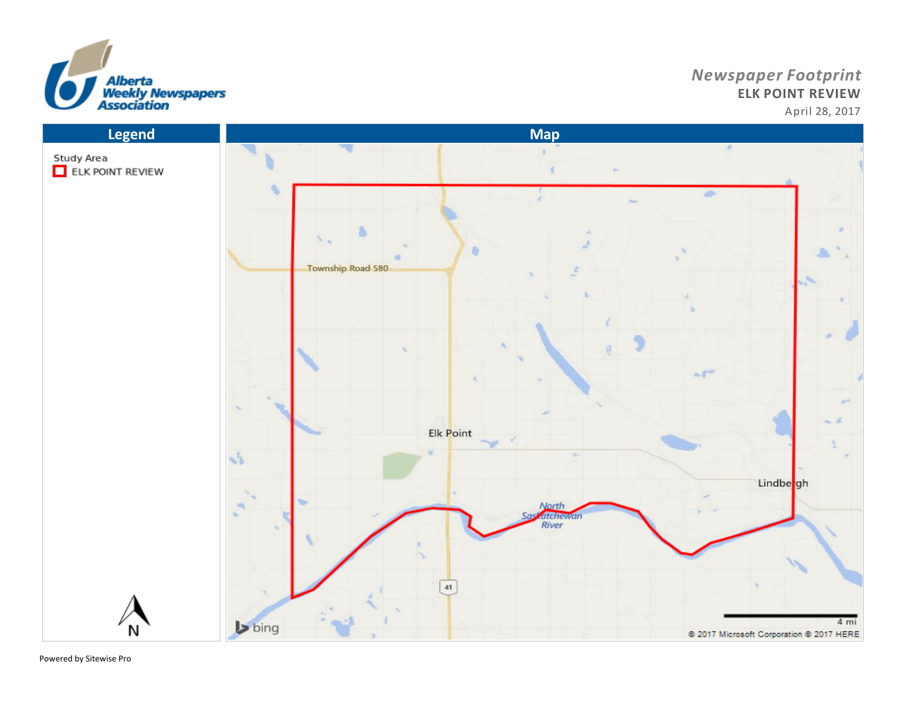Alberta Weekly Newspapers Association

*Newspaper Footprint*

**ELK POINT REVIEW**

April 28, 2017

## Legend

Study Area

ELK POINT REVIEW

N

## Map

Township Road 580

Elk Point

Lindbergh

North Saskatchewan River

41

4 mi

bing

© 2017 Microsoft Corporation © 2017 HERE

Powered by Sitewise Pro